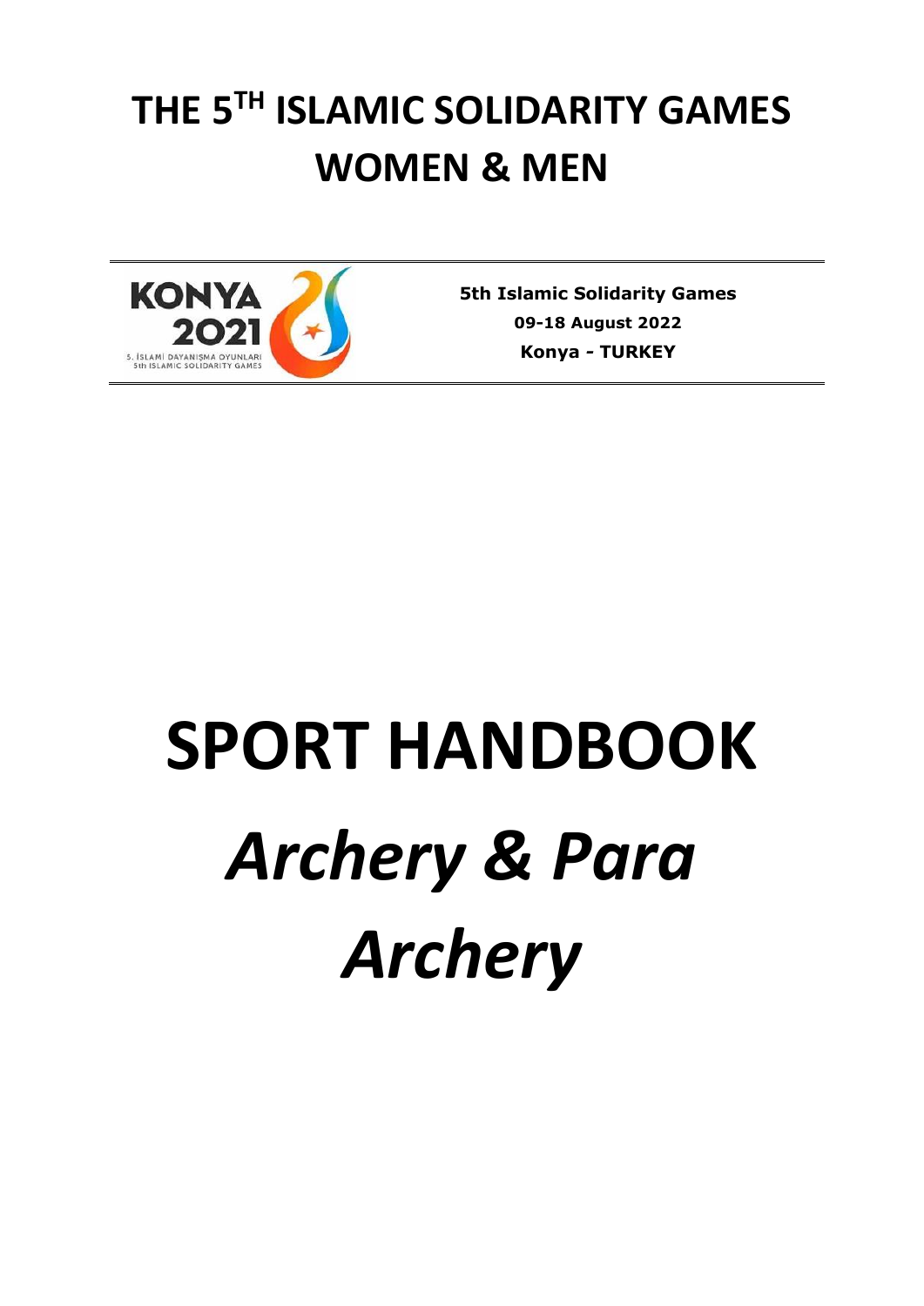# THE 5TH ISLAMIC SOLIDARITY GAMES WOMEN & MEN

KONYA 2021
5. İSLAMİ DAYANIŞMA OYUNLARI
5th ISLAMIC SOLIDARITY GAMES

**5th Islamic Solidarity Games**
**09-18 August 2022**
**Konya - TURKEY**

# SPORT HANDBOOK

# *Archery & Para Archery*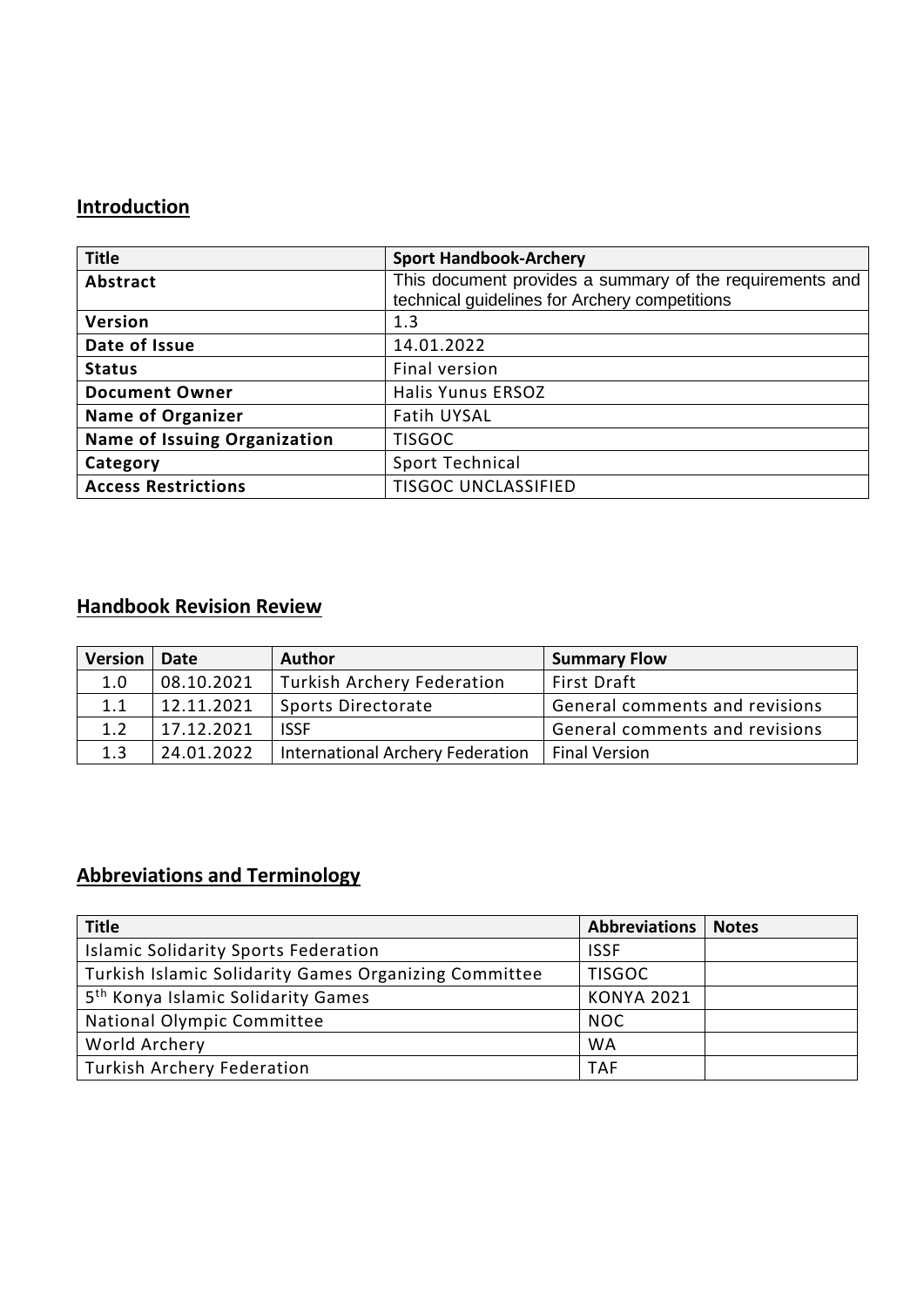## Introduction

| Title | Sport Handbook-Archery |
|---|---|
| Abstract | This document provides a summary of the requirements and technical guidelines for Archery competitions |
| Version | 1.3 |
| Date of Issue | 14.01.2022 |
| Status | Final version |
| Document Owner | Halis Yunus ERSOZ |
| Name of Organizer | Fatih UYSAL |
| Name of Issuing Organization | TISGOC |
| Category | Sport Technical |
| Access Restrictions | TISGOC UNCLASSIFIED |

## Handbook Revision Review

| Version | Date | Author | Summary Flow |
|---|---|---|---|
| 1.0 | 08.10.2021 | Turkish Archery Federation | First Draft |
| 1.1 | 12.11.2021 | Sports Directorate | General comments and revisions |
| 1.2 | 17.12.2021 | ISSF | General comments and revisions |
| 1.3 | 24.01.2022 | International Archery Federation | Final Version |

## Abbreviations and Terminology

| Title | Abbreviations | Notes |
|---|---|---|
| Islamic Solidarity Sports Federation | ISSF | |
| Turkish Islamic Solidarity Games Organizing Committee | TISGOC | |
| 5th Konya Islamic Solidarity Games | KONYA 2021 | |
| National Olympic Committee | NOC | |
| World Archery | WA | |
| Turkish Archery Federation | TAF | |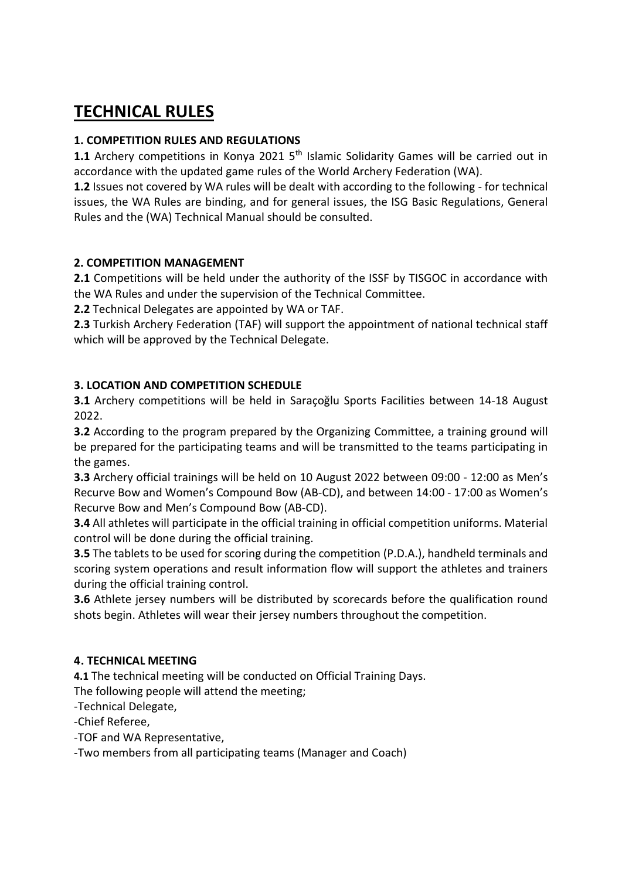# TECHNICAL RULES

### 1. COMPETITION RULES AND REGULATIONS

**1.1** Archery competitions in Konya 2021 5th Islamic Solidarity Games will be carried out in accordance with the updated game rules of the World Archery Federation (WA).

**1.2** Issues not covered by WA rules will be dealt with according to the following - for technical issues, the WA Rules are binding, and for general issues, the ISG Basic Regulations, General Rules and the (WA) Technical Manual should be consulted.

### 2. COMPETITION MANAGEMENT

**2.1** Competitions will be held under the authority of the ISSF by TISGOC in accordance with the WA Rules and under the supervision of the Technical Committee.

**2.2** Technical Delegates are appointed by WA or TAF.

**2.3** Turkish Archery Federation (TAF) will support the appointment of national technical staff which will be approved by the Technical Delegate.

### 3. LOCATION AND COMPETITION SCHEDULE

**3.1** Archery competitions will be held in Saraçoğlu Sports Facilities between 14-18 August 2022.

**3.2** According to the program prepared by the Organizing Committee, a training ground will be prepared for the participating teams and will be transmitted to the teams participating in the games.

**3.3** Archery official trainings will be held on 10 August 2022 between 09:00 - 12:00 as Men's Recurve Bow and Women's Compound Bow (AB-CD), and between 14:00 - 17:00 as Women's Recurve Bow and Men's Compound Bow (AB-CD).

**3.4** All athletes will participate in the official training in official competition uniforms. Material control will be done during the official training.

**3.5** The tablets to be used for scoring during the competition (P.D.A.), handheld terminals and scoring system operations and result information flow will support the athletes and trainers during the official training control.

**3.6** Athlete jersey numbers will be distributed by scorecards before the qualification round shots begin. Athletes will wear their jersey numbers throughout the competition.

### 4. TECHNICAL MEETING

**4.1** The technical meeting will be conducted on Official Training Days.

The following people will attend the meeting;

-Technical Delegate,

-Chief Referee,

-TOF and WA Representative,

-Two members from all participating teams (Manager and Coach)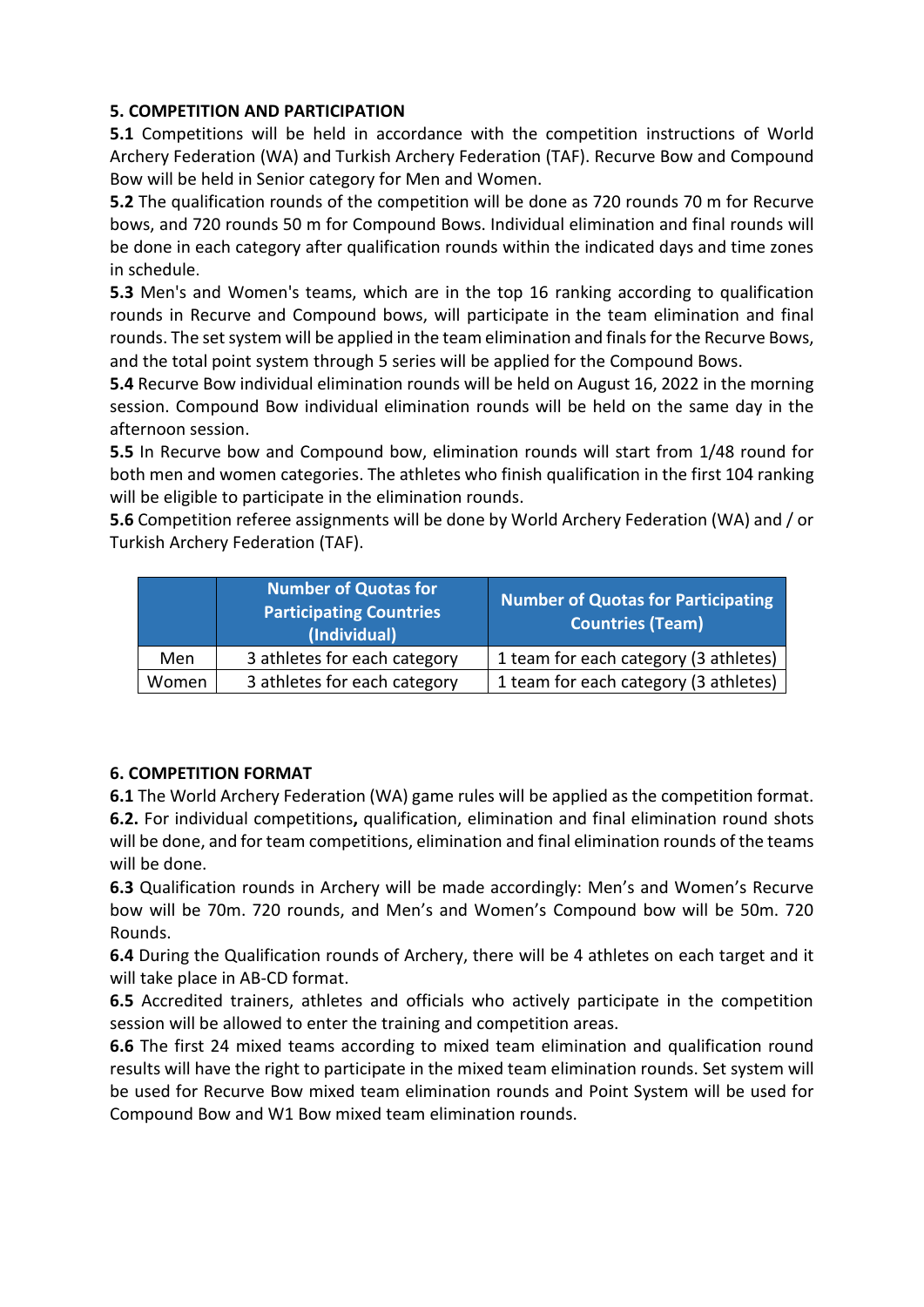## 5. COMPETITION AND PARTICIPATION

**5.1** Competitions will be held in accordance with the competition instructions of World Archery Federation (WA) and Turkish Archery Federation (TAF). Recurve Bow and Compound Bow will be held in Senior category for Men and Women.

**5.2** The qualification rounds of the competition will be done as 720 rounds 70 m for Recurve bows, and 720 rounds 50 m for Compound Bows. Individual elimination and final rounds will be done in each category after qualification rounds within the indicated days and time zones in schedule.

**5.3** Men's and Women's teams, which are in the top 16 ranking according to qualification rounds in Recurve and Compound bows, will participate in the team elimination and final rounds. The set system will be applied in the team elimination and finals for the Recurve Bows, and the total point system through 5 series will be applied for the Compound Bows.

**5.4** Recurve Bow individual elimination rounds will be held on August 16, 2022 in the morning session. Compound Bow individual elimination rounds will be held on the same day in the afternoon session.

**5.5** In Recurve bow and Compound bow, elimination rounds will start from 1/48 round for both men and women categories. The athletes who finish qualification in the first 104 ranking will be eligible to participate in the elimination rounds.

**5.6** Competition referee assignments will be done by World Archery Federation (WA) and / or Turkish Archery Federation (TAF).

| | Number of Quotas for Participating Countries (Individual) | Number of Quotas for Participating Countries (Team) |
|---|---|---|
| Men | 3 athletes for each category | 1 team for each category (3 athletes) |
| Women | 3 athletes for each category | 1 team for each category (3 athletes) |

## 6. COMPETITION FORMAT

**6.1** The World Archery Federation (WA) game rules will be applied as the competition format.

**6.2.** For individual competitions**,** qualification, elimination and final elimination round shots will be done, and for team competitions, elimination and final elimination rounds of the teams will be done.

**6.3** Qualification rounds in Archery will be made accordingly: Men's and Women's Recurve bow will be 70m. 720 rounds, and Men's and Women's Compound bow will be 50m. 720 Rounds.

**6.4** During the Qualification rounds of Archery, there will be 4 athletes on each target and it will take place in AB-CD format.

**6.5** Accredited trainers, athletes and officials who actively participate in the competition session will be allowed to enter the training and competition areas.

**6.6** The first 24 mixed teams according to mixed team elimination and qualification round results will have the right to participate in the mixed team elimination rounds. Set system will be used for Recurve Bow mixed team elimination rounds and Point System will be used for Compound Bow and W1 Bow mixed team elimination rounds.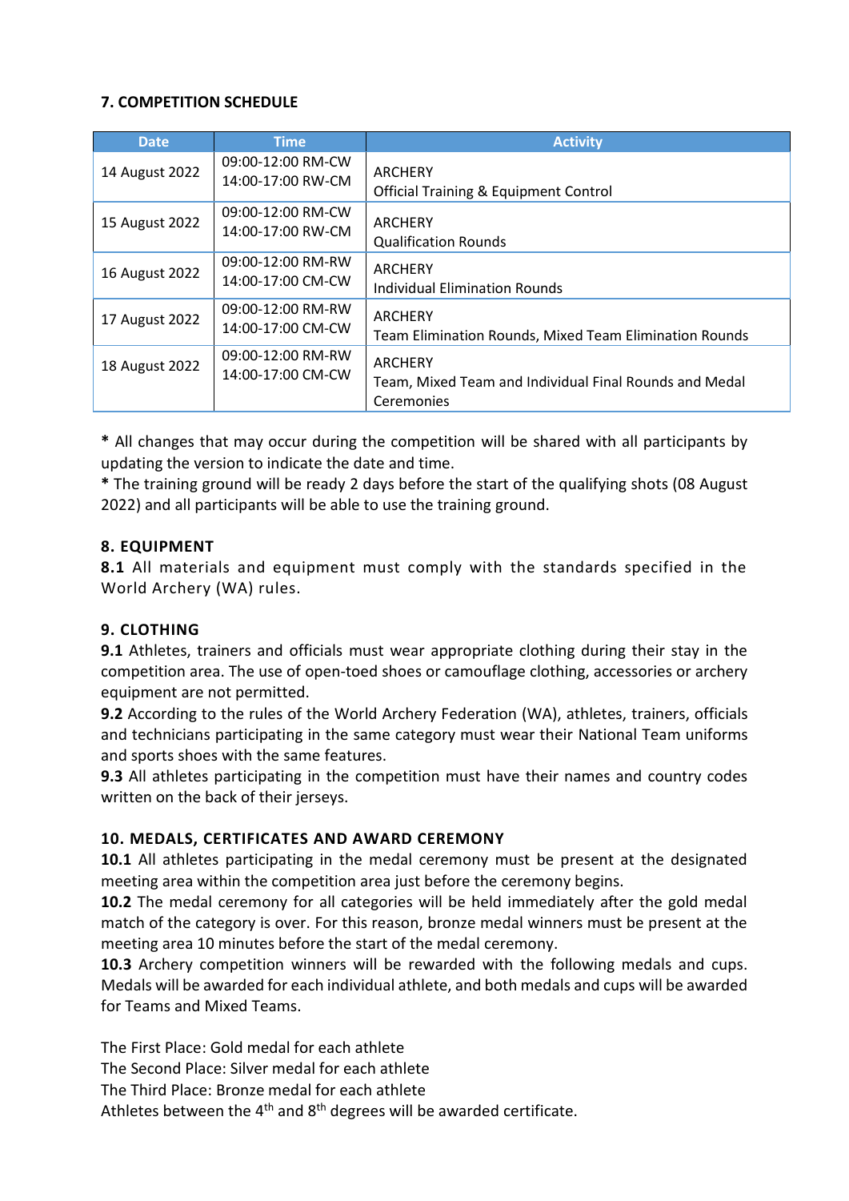### 7. COMPETITION SCHEDULE

| Date | Time | Activity |
| --- | --- | --- |
| 14 August 2022 | 09:00-12:00 RM-CW<br>14:00-17:00 RW-CM | ARCHERY<br>Official Training & Equipment Control |
| 15 August 2022 | 09:00-12:00 RM-CW<br>14:00-17:00 RW-CM | ARCHERY<br>Qualification Rounds |
| 16 August 2022 | 09:00-12:00 RM-RW<br>14:00-17:00 CM-CW | ARCHERY<br>Individual Elimination Rounds |
| 17 August 2022 | 09:00-12:00 RM-RW<br>14:00-17:00 CM-CW | ARCHERY<br>Team Elimination Rounds, Mixed Team Elimination Rounds |
| 18 August 2022 | 09:00-12:00 RM-RW<br>14:00-17:00 CM-CW | ARCHERY<br>Team, Mixed Team and Individual Final Rounds and Medal Ceremonies |

**\*** All changes that may occur during the competition will be shared with all participants by updating the version to indicate the date and time.
**\*** The training ground will be ready 2 days before the start of the qualifying shots (08 August 2022) and all participants will be able to use the training ground.

### 8. EQUIPMENT

**8.1** All materials and equipment must comply with the standards specified in the World Archery (WA) rules.

### 9. CLOTHING

**9.1** Athletes, trainers and officials must wear appropriate clothing during their stay in the competition area. The use of open-toed shoes or camouflage clothing, accessories or archery equipment are not permitted.
**9.2** According to the rules of the World Archery Federation (WA), athletes, trainers, officials and technicians participating in the same category must wear their National Team uniforms and sports shoes with the same features.
**9.3** All athletes participating in the competition must have their names and country codes written on the back of their jerseys.

### 10. MEDALS, CERTIFICATES AND AWARD CEREMONY

**10.1** All athletes participating in the medal ceremony must be present at the designated meeting area within the competition area just before the ceremony begins.
**10.2** The medal ceremony for all categories will be held immediately after the gold medal match of the category is over. For this reason, bronze medal winners must be present at the meeting area 10 minutes before the start of the medal ceremony.
**10.3** Archery competition winners will be rewarded with the following medals and cups. Medals will be awarded for each individual athlete, and both medals and cups will be awarded for Teams and Mixed Teams.

The First Place: Gold medal for each athlete
The Second Place: Silver medal for each athlete
The Third Place: Bronze medal for each athlete
Athletes between the 4$^{th}$ and 8$^{th}$ degrees will be awarded certificate.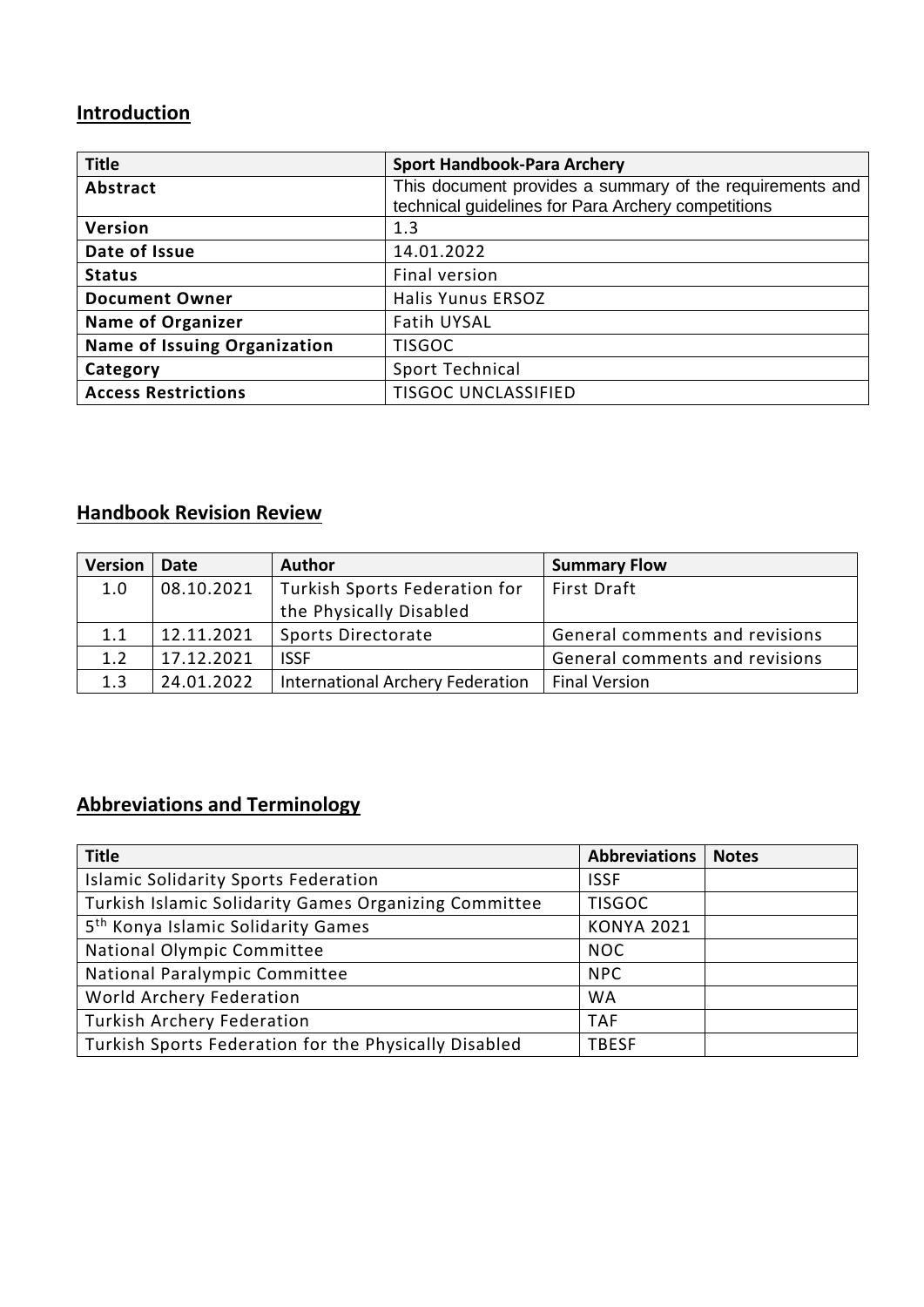## Introduction

| Title | Sport Handbook-Para Archery |
|---|---|
| Abstract | This document provides a summary of the requirements and technical guidelines for Para Archery competitions |
| Version | 1.3 |
| Date of Issue | 14.01.2022 |
| Status | Final version |
| Document Owner | Halis Yunus ERSOZ |
| Name of Organizer | Fatih UYSAL |
| Name of Issuing Organization | TISGOC |
| Category | Sport Technical |
| Access Restrictions | TISGOC UNCLASSIFIED |

## Handbook Revision Review

| Version | Date | Author | Summary Flow |
|---|---|---|---|
| 1.0 | 08.10.2021 | Turkish Sports Federation for the Physically Disabled | First Draft |
| 1.1 | 12.11.2021 | Sports Directorate | General comments and revisions |
| 1.2 | 17.12.2021 | ISSF | General comments and revisions |
| 1.3 | 24.01.2022 | International Archery Federation | Final Version |

## Abbreviations and Terminology

| Title | Abbreviations | Notes |
|---|---|---|
| Islamic Solidarity Sports Federation | ISSF | |
| Turkish Islamic Solidarity Games Organizing Committee | TISGOC | |
| 5th Konya Islamic Solidarity Games | KONYA 2021 | |
| National Olympic Committee | NOC | |
| National Paralympic Committee | NPC | |
| World Archery Federation | WA | |
| Turkish Archery Federation | TAF | |
| Turkish Sports Federation for the Physically Disabled | TBESF | |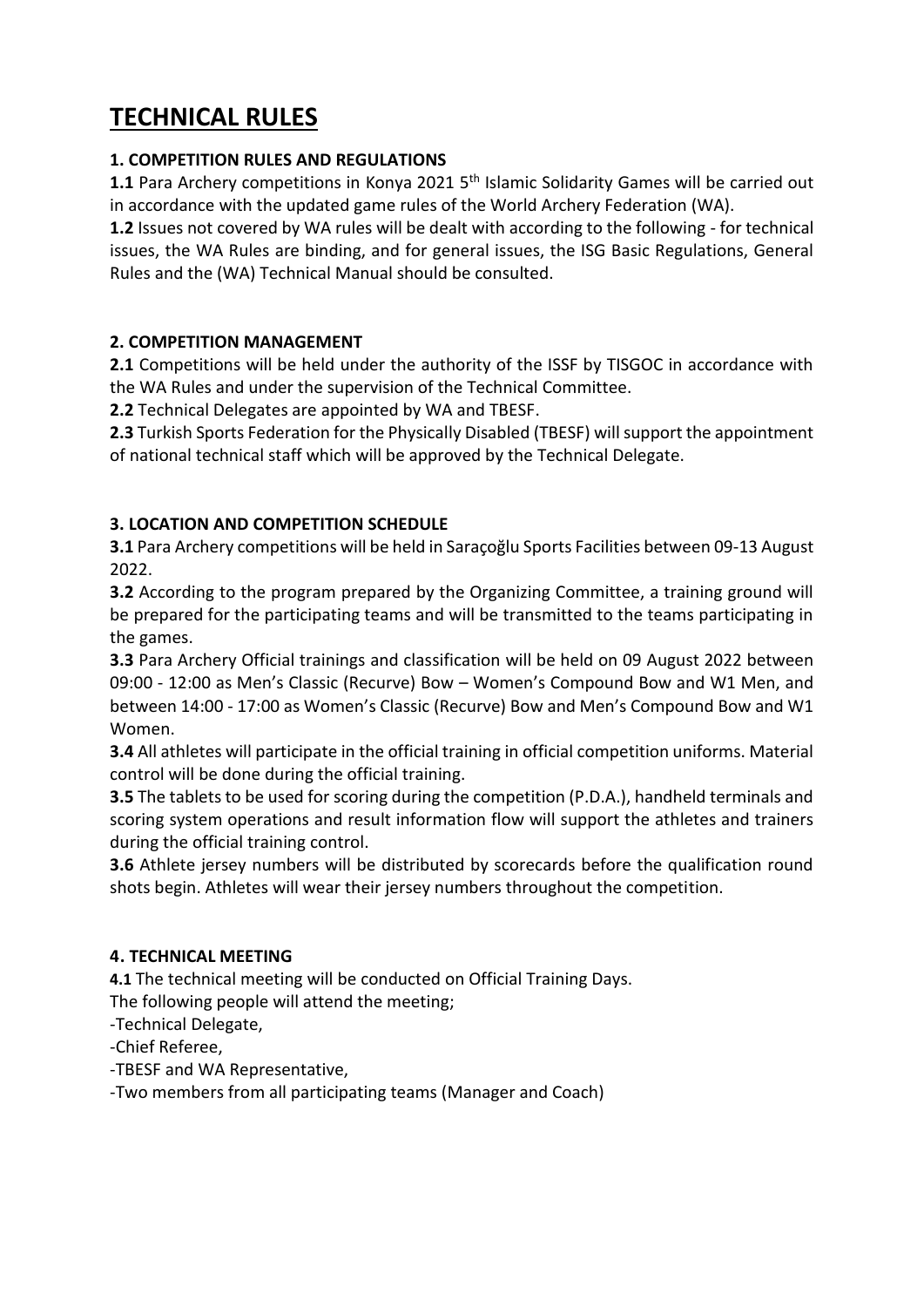# TECHNICAL RULES

### 1. COMPETITION RULES AND REGULATIONS

**1.1** Para Archery competitions in Konya 2021 5th Islamic Solidarity Games will be carried out in accordance with the updated game rules of the World Archery Federation (WA).

**1.2** Issues not covered by WA rules will be dealt with according to the following - for technical issues, the WA Rules are binding, and for general issues, the ISG Basic Regulations, General Rules and the (WA) Technical Manual should be consulted.

### 2. COMPETITION MANAGEMENT

**2.1** Competitions will be held under the authority of the ISSF by TISGOC in accordance with the WA Rules and under the supervision of the Technical Committee.

**2.2** Technical Delegates are appointed by WA and TBESF.

**2.3** Turkish Sports Federation for the Physically Disabled (TBESF) will support the appointment of national technical staff which will be approved by the Technical Delegate.

### 3. LOCATION AND COMPETITION SCHEDULE

**3.1** Para Archery competitions will be held in Saraçoğlu Sports Facilities between 09-13 August 2022.

**3.2** According to the program prepared by the Organizing Committee, a training ground will be prepared for the participating teams and will be transmitted to the teams participating in the games.

**3.3** Para Archery Official trainings and classification will be held on 09 August 2022 between 09:00 - 12:00 as Men's Classic (Recurve) Bow – Women's Compound Bow and W1 Men, and between 14:00 - 17:00 as Women's Classic (Recurve) Bow and Men's Compound Bow and W1 Women.

**3.4** All athletes will participate in the official training in official competition uniforms. Material control will be done during the official training.

**3.5** The tablets to be used for scoring during the competition (P.D.A.), handheld terminals and scoring system operations and result information flow will support the athletes and trainers during the official training control.

**3.6** Athlete jersey numbers will be distributed by scorecards before the qualification round shots begin. Athletes will wear their jersey numbers throughout the competition.

### 4. TECHNICAL MEETING

**4.1** The technical meeting will be conducted on Official Training Days.

The following people will attend the meeting;

-Technical Delegate,

-Chief Referee,

-TBESF and WA Representative,

-Two members from all participating teams (Manager and Coach)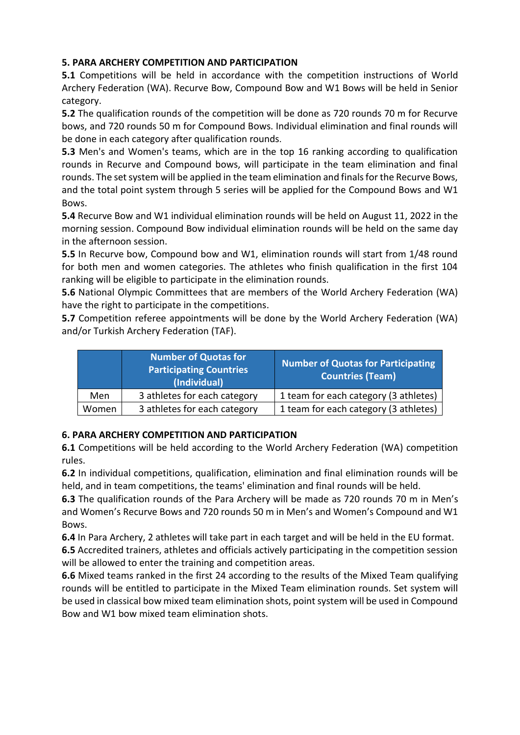**5. PARA ARCHERY COMPETITION AND PARTICIPATION**

**5.1** Competitions will be held in accordance with the competition instructions of World Archery Federation (WA). Recurve Bow, Compound Bow and W1 Bows will be held in Senior category.

**5.2** The qualification rounds of the competition will be done as 720 rounds 70 m for Recurve bows, and 720 rounds 50 m for Compound Bows. Individual elimination and final rounds will be done in each category after qualification rounds.

**5.3** Men's and Women's teams, which are in the top 16 ranking according to qualification rounds in Recurve and Compound bows, will participate in the team elimination and final rounds. The set system will be applied in the team elimination and finals for the Recurve Bows, and the total point system through 5 series will be applied for the Compound Bows and W1 Bows.

**5.4** Recurve Bow and W1 individual elimination rounds will be held on August 11, 2022 in the morning session. Compound Bow individual elimination rounds will be held on the same day in the afternoon session.

**5.5** In Recurve bow, Compound bow and W1, elimination rounds will start from 1/48 round for both men and women categories. The athletes who finish qualification in the first 104 ranking will be eligible to participate in the elimination rounds.

**5.6** National Olympic Committees that are members of the World Archery Federation (WA) have the right to participate in the competitions.

**5.7** Competition referee appointments will be done by the World Archery Federation (WA) and/or Turkish Archery Federation (TAF).

| | Number of Quotas for Participating Countries (Individual) | Number of Quotas for Participating Countries (Team) |
|---|---|---|
| Men | 3 athletes for each category | 1 team for each category (3 athletes) |
| Women | 3 athletes for each category | 1 team for each category (3 athletes) |

**6. PARA ARCHERY COMPETITION AND PARTICIPATION**

**6.1** Competitions will be held according to the World Archery Federation (WA) competition rules.

**6.2** In individual competitions, qualification, elimination and final elimination rounds will be held, and in team competitions, the teams' elimination and final rounds will be held.

**6.3** The qualification rounds of the Para Archery will be made as 720 rounds 70 m in Men's and Women's Recurve Bows and 720 rounds 50 m in Men's and Women's Compound and W1 Bows.

**6.4** In Para Archery, 2 athletes will take part in each target and will be held in the EU format.

**6.5** Accredited trainers, athletes and officials actively participating in the competition session will be allowed to enter the training and competition areas.

**6.6** Mixed teams ranked in the first 24 according to the results of the Mixed Team qualifying rounds will be entitled to participate in the Mixed Team elimination rounds. Set system will be used in classical bow mixed team elimination shots, point system will be used in Compound Bow and W1 bow mixed team elimination shots.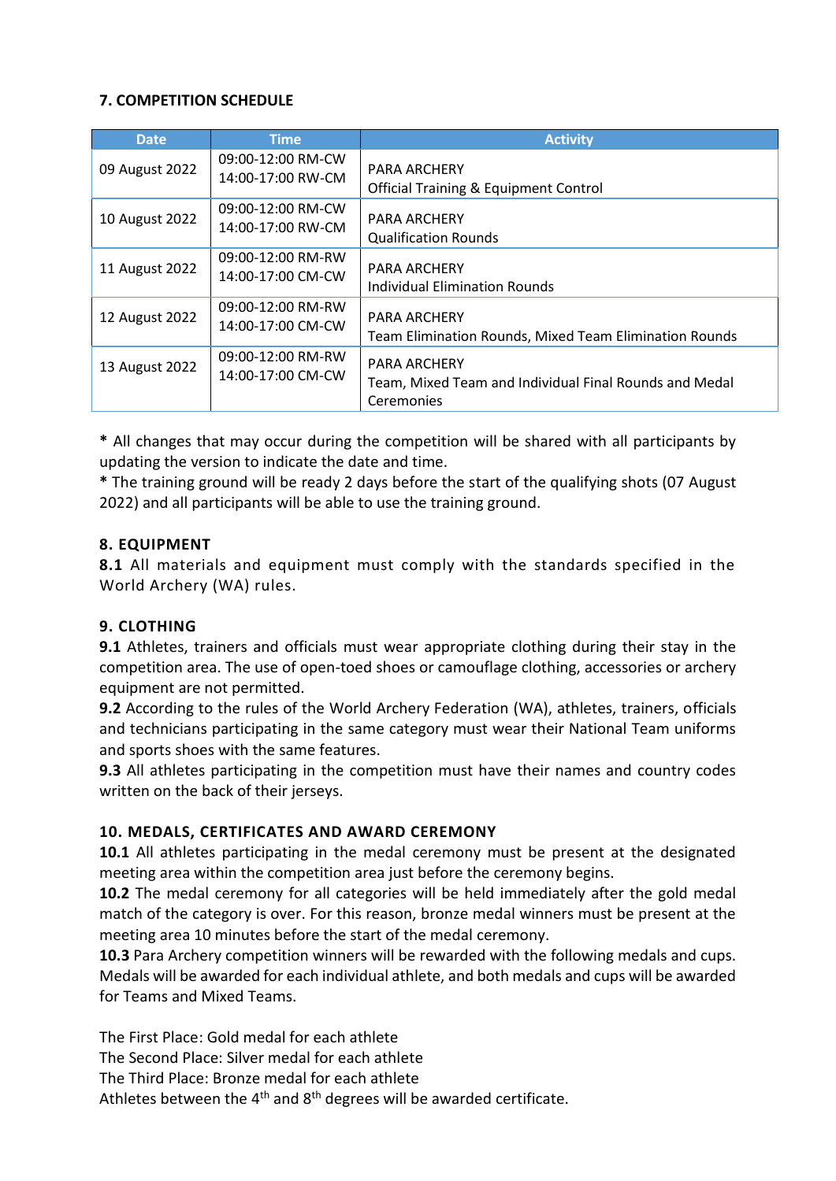## 7. COMPETITION SCHEDULE

| Date | Time | Activity |
|---|---|---|
| 09 August 2022 | 09:00-12:00 RM-CW<br>14:00-17:00 RW-CM | PARA ARCHERY<br>Official Training & Equipment Control |
| 10 August 2022 | 09:00-12:00 RM-CW<br>14:00-17:00 RW-CM | PARA ARCHERY<br>Qualification Rounds |
| 11 August 2022 | 09:00-12:00 RM-RW<br>14:00-17:00 CM-CW | PARA ARCHERY<br>Individual Elimination Rounds |
| 12 August 2022 | 09:00-12:00 RM-RW<br>14:00-17:00 CM-CW | PARA ARCHERY<br>Team Elimination Rounds, Mixed Team Elimination Rounds |
| 13 August 2022 | 09:00-12:00 RM-RW<br>14:00-17:00 CM-CW | PARA ARCHERY<br>Team, Mixed Team and Individual Final Rounds and Medal Ceremonies |

**\*** All changes that may occur during the competition will be shared with all participants by updating the version to indicate the date and time.
**\*** The training ground will be ready 2 days before the start of the qualifying shots (07 August 2022) and all participants will be able to use the training ground.

## 8. EQUIPMENT

**8.1** All materials and equipment must comply with the standards specified in the World Archery (WA) rules.

## 9. CLOTHING

**9.1** Athletes, trainers and officials must wear appropriate clothing during their stay in the competition area. The use of open-toed shoes or camouflage clothing, accessories or archery equipment are not permitted.
**9.2** According to the rules of the World Archery Federation (WA), athletes, trainers, officials and technicians participating in the same category must wear their National Team uniforms and sports shoes with the same features.
**9.3** All athletes participating in the competition must have their names and country codes written on the back of their jerseys.

## 10. MEDALS, CERTIFICATES AND AWARD CEREMONY

**10.1** All athletes participating in the medal ceremony must be present at the designated meeting area within the competition area just before the ceremony begins.
**10.2** The medal ceremony for all categories will be held immediately after the gold medal match of the category is over. For this reason, bronze medal winners must be present at the meeting area 10 minutes before the start of the medal ceremony.
**10.3** Para Archery competition winners will be rewarded with the following medals and cups. Medals will be awarded for each individual athlete, and both medals and cups will be awarded for Teams and Mixed Teams.

The First Place: Gold medal for each athlete
The Second Place: Silver medal for each athlete
The Third Place: Bronze medal for each athlete
Athletes between the 4th and 8th degrees will be awarded certificate.